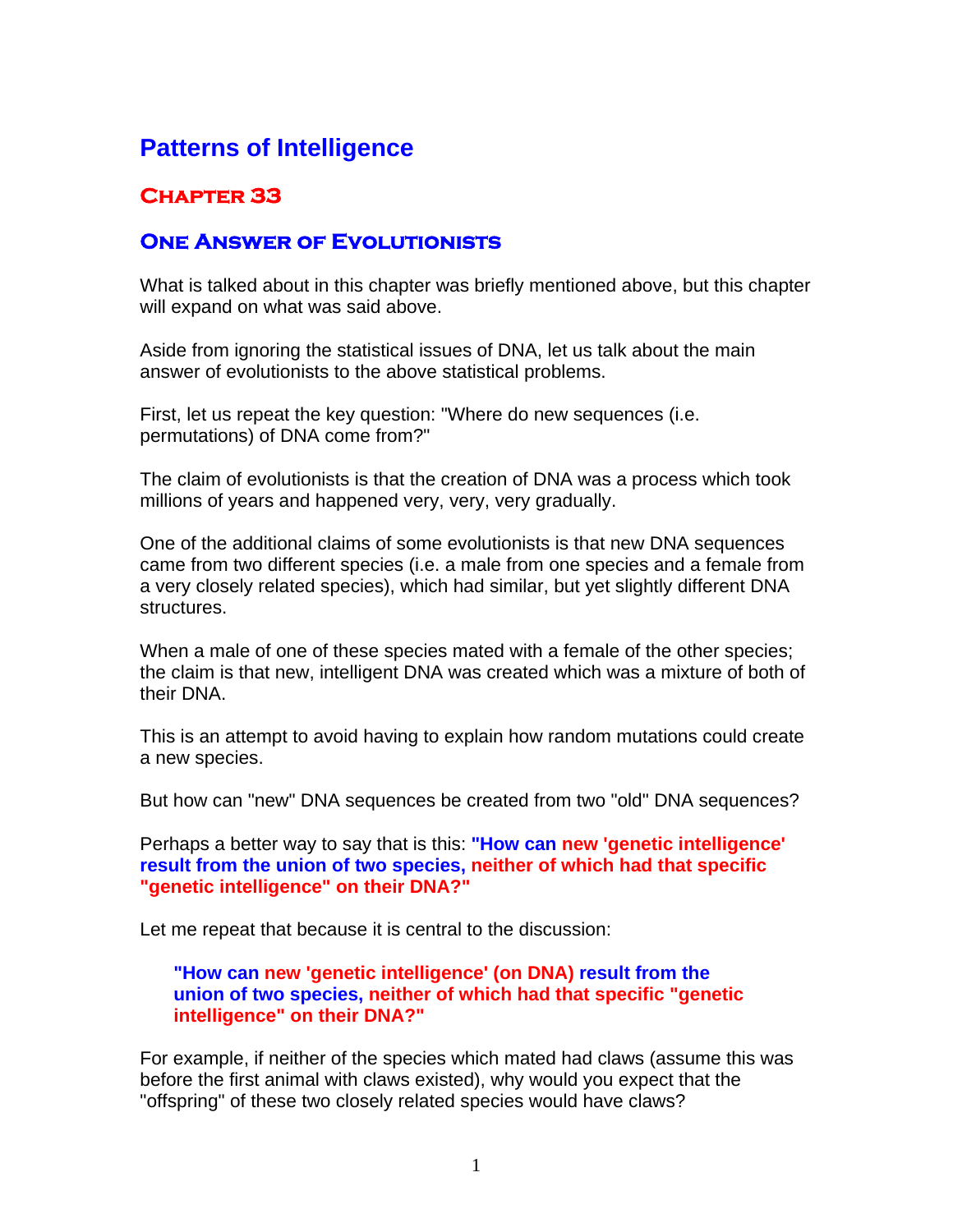# Patterns of Intelligence

## Chapter 33

## One Answer of Evolutionists

What is talked about in this chapter was briefly mentioned above, but this chapter will expand on what was said above.

Aside from ignoring the statistical issues of DNA, let us talk about the main answer of evolutionists to the above statistical problems.

First, let us repeat the key question: "Where do new sequences (i.e. permutations) of DNA come from?"

The claim of evolutionists is that the creation of DNA was a process which took millions of years and happened very, very, very gradually.

One of the additional claims of some evolutionists is that new DNA sequences came from two different species (i.e. a male from one species and a female from a very closely related species), which had similar, but yet slightly different DNA structures.

When a male of one of these species mated with a female of the other species; the claim is that new, intelligent DNA was created which was a mixture of both of their DNA.

This is an attempt to avoid having to explain how random mutations could create a new species.

But how can "new" DNA sequences be created from two "old" DNA sequences?

Perhaps a better way to say that is this: **"How can new 'genetic intelligence' result from the union of two species, neither of which had that specific "genetic intelligence" on their DNA?"**

Let me repeat that because it is central to the discussion:

> **"How can new 'genetic intelligence' (on DNA) result from the union of two species, neither of which had that specific "genetic intelligence" on their DNA?"**

For example, if neither of the species which mated had claws (assume this was before the first animal with claws existed), why would you expect that the "offspring" of these two closely related species would have claws?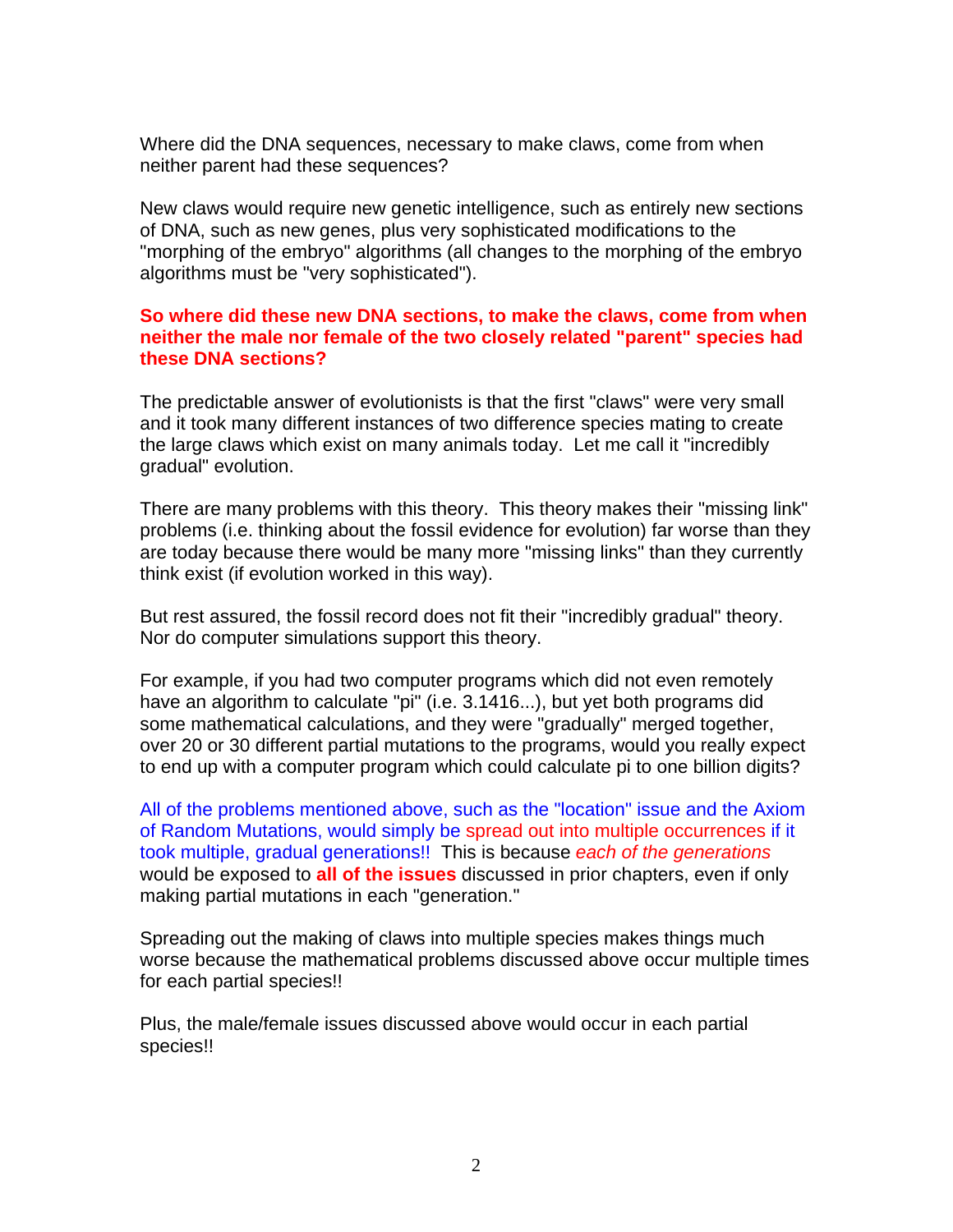Where did the DNA sequences, necessary to make claws, come from when neither parent had these sequences?

New claws would require new genetic intelligence, such as entirely new sections of DNA, such as new genes, plus very sophisticated modifications to the "morphing of the embryo" algorithms (all changes to the morphing of the embryo algorithms must be "very sophisticated").

**So where did these new DNA sections, to make the claws, come from when neither the male nor female of the two closely related "parent" species had these DNA sections?**

The predictable answer of evolutionists is that the first "claws" were very small and it took many different instances of two difference species mating to create the large claws which exist on many animals today. Let me call it "incredibly gradual" evolution.

There are many problems with this theory. This theory makes their "missing link" problems (i.e. thinking about the fossil evidence for evolution) far worse than they are today because there would be many more "missing links" than they currently think exist (if evolution worked in this way).

But rest assured, the fossil record does not fit their "incredibly gradual" theory. Nor do computer simulations support this theory.

For example, if you had two computer programs which did not even remotely have an algorithm to calculate "pi" (i.e. 3.1416...), but yet both programs did some mathematical calculations, and they were "gradually" merged together, over 20 or 30 different partial mutations to the programs, would you really expect to end up with a computer program which could calculate pi to one billion digits?

All of the problems mentioned above, such as the "location" issue and the Axiom of Random Mutations, would simply be spread out into multiple occurrences if it took multiple, gradual generations!! This is because *each of the generations* would be exposed to **all of the issues** discussed in prior chapters, even if only making partial mutations in each "generation."

Spreading out the making of claws into multiple species makes things much worse because the mathematical problems discussed above occur multiple times for each partial species!!

Plus, the male/female issues discussed above would occur in each partial species!!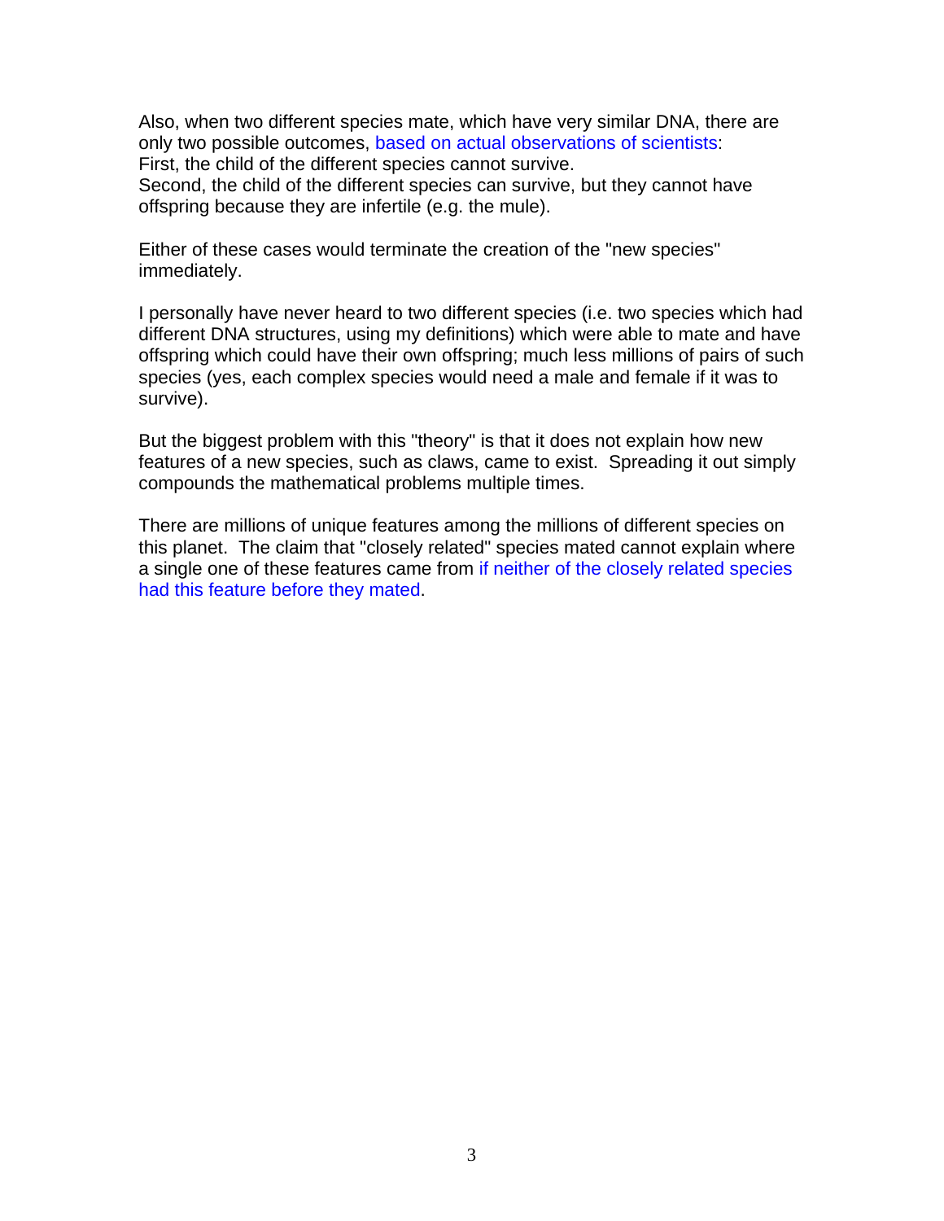Also, when two different species mate, which have very similar DNA, there are only two possible outcomes, based on actual observations of scientists:
First, the child of the different species cannot survive.
Second, the child of the different species can survive, but they cannot have offspring because they are infertile (e.g. the mule).

Either of these cases would terminate the creation of the "new species" immediately.

I personally have never heard to two different species (i.e. two species which had different DNA structures, using my definitions) which were able to mate and have offspring which could have their own offspring; much less millions of pairs of such species (yes, each complex species would need a male and female if it was to survive).

But the biggest problem with this "theory" is that it does not explain how new features of a new species, such as claws, came to exist. Spreading it out simply compounds the mathematical problems multiple times.

There are millions of unique features among the millions of different species on this planet. The claim that "closely related" species mated cannot explain where a single one of these features came from if neither of the closely related species had this feature before they mated.